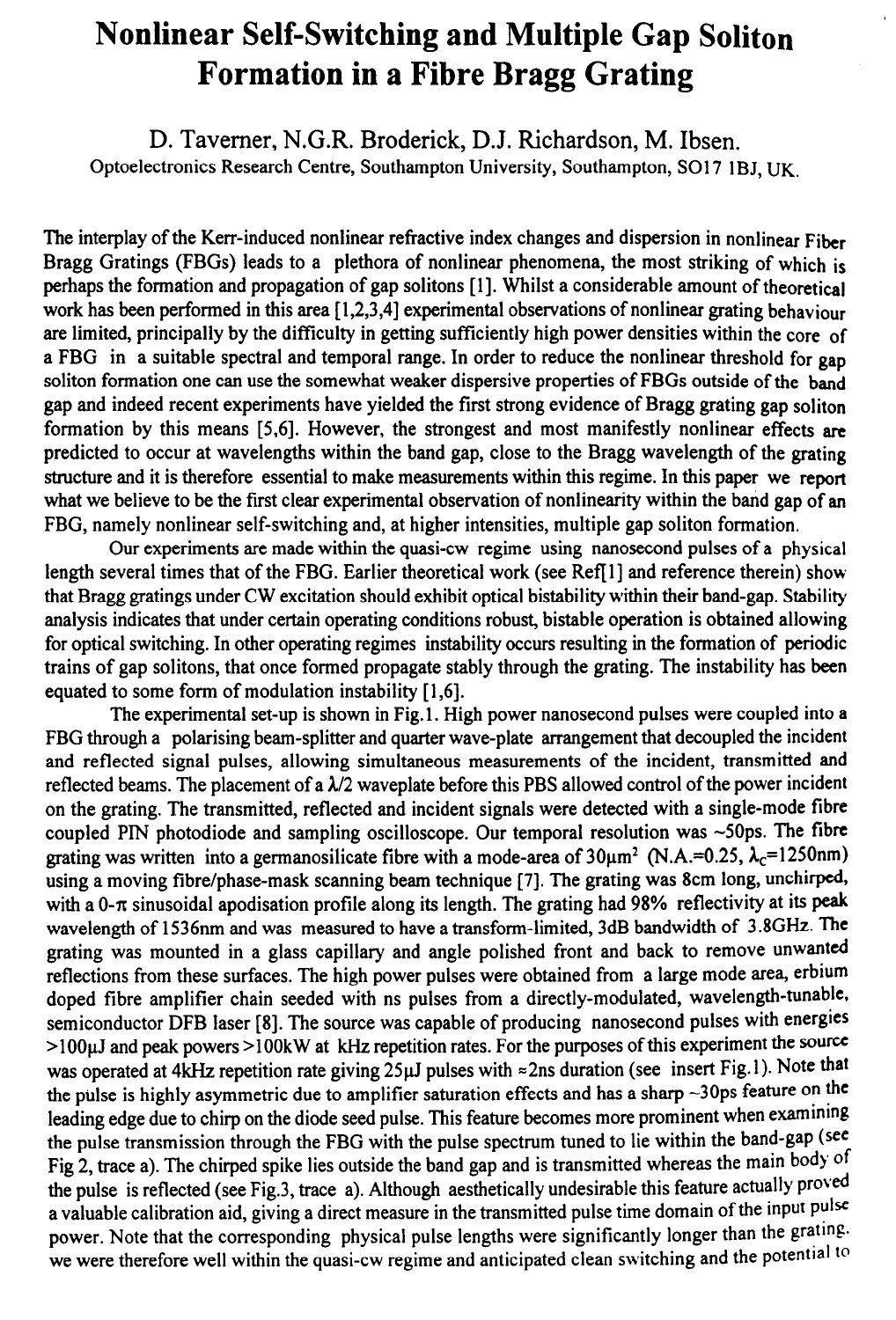# Nonlinear Self-Switching and Multiple Gap Soliton Formation in a Fibre Bragg Grating

D. Taverner, N.G.R. Broderick, D.J. Richardson, M. Ibsen.

Optoelectronics Research Centre, Southampton University, Southampton, SO17 1BJ, UK.

The interplay of the Kerr-induced nonlinear refractive index changes and dispersion in nonlinear Fiber Bragg Gratings (FBGs) leads to a plethora of nonlinear phenomena, the most striking of which is perhaps the formation and propagation of gap solitons [1]. Whilst a considerable amount of theoretical work has been performed in this area [1,2,3,4] experimental observations of nonlinear grating behaviour are limited, principally by the difficulty in getting sufficiently high power densities within the core of a FBG in a suitable spectral and temporal range. In order to reduce the nonlinear threshold for gap soliton formation one can use the somewhat weaker dispersive properties of FBGs outside of the band gap and indeed recent experiments have yielded the first strong evidence of Bragg grating gap soliton formation by this means [5,6]. However, the strongest and most manifestly nonlinear effects are predicted to occur at wavelengths within the band gap, close to the Bragg wavelength of the grating structure and it is therefore essential to make measurements within this regime. In this paper we report what we believe to be the first clear experimental observation of nonlinearity within the band gap of an FBG, namely nonlinear self-switching and, at higher intensities, multiple gap soliton formation.

Our experiments are made within the quasi-cw regime using nanosecond pulses of a physical length several times that of the FBG. Earlier theoretical work (see Ref[1] and reference therein) show that Bragg gratings under CW excitation should exhibit optical bistability within their band-gap. Stability analysis indicates that under certain operating conditions robust, bistable operation is obtained allowing for optical switching. In other operating regimes instability occurs resulting in the formation of periodic trains of gap solitons, that once formed propagate stably through the grating. The instability has been equated to some form of modulation instability [1,6].

The experimental set-up is shown in Fig.1. High power nanosecond pulses were coupled into a FBG through a polarising beam-splitter and quarter wave-plate arrangement that decoupled the incident and reflected signal pulses, allowing simultaneous measurements of the incident, transmitted and reflected beams. The placement of a $\lambda/2$ waveplate before this PBS allowed control of the power incident on the grating. The transmitted, reflected and incident signals were detected with a single-mode fibre coupled PIN photodiode and sampling oscilloscope. Our temporal resolution was ~50ps. The fibre grating was written into a germanosilicate fibre with a mode-area of $30\mu m^2$ (N.A.=0.25, $\lambda_c$=1250nm) using a moving fibre/phase-mask scanning beam technique [7]. The grating was 8cm long, unchirped, with a 0-$\pi$ sinusoidal apodisation profile along its length. The grating had 98% reflectivity at its peak wavelength of 1536nm and was measured to have a transform-limited, 3dB bandwidth of 3.8GHz. The grating was mounted in a glass capillary and angle polished front and back to remove unwanted reflections from these surfaces. The high power pulses were obtained from a large mode area, erbium doped fibre amplifier chain seeded with ns pulses from a directly-modulated, wavelength-tunable, semiconductor DFB laser [8]. The source was capable of producing nanosecond pulses with energies >100µJ and peak powers >100kW at kHz repetition rates. For the purposes of this experiment the source was operated at 4kHz repetition rate giving 25µJ pulses with ≈2ns duration (see insert Fig.1). Note that the pulse is highly asymmetric due to amplifier saturation effects and has a sharp ~30ps feature on the leading edge due to chirp on the diode seed pulse. This feature becomes more prominent when examining the pulse transmission through the FBG with the pulse spectrum tuned to lie within the band-gap (see Fig 2, trace a). The chirped spike lies outside the band gap and is transmitted whereas the main body of the pulse is reflected (see Fig.3, trace a). Although aesthetically undesirable this feature actually proved a valuable calibration aid, giving a direct measure in the transmitted pulse time domain of the input pulse power. Note that the corresponding physical pulse lengths were significantly longer than the grating. we were therefore well within the quasi-cw regime and anticipated clean switching and the potential to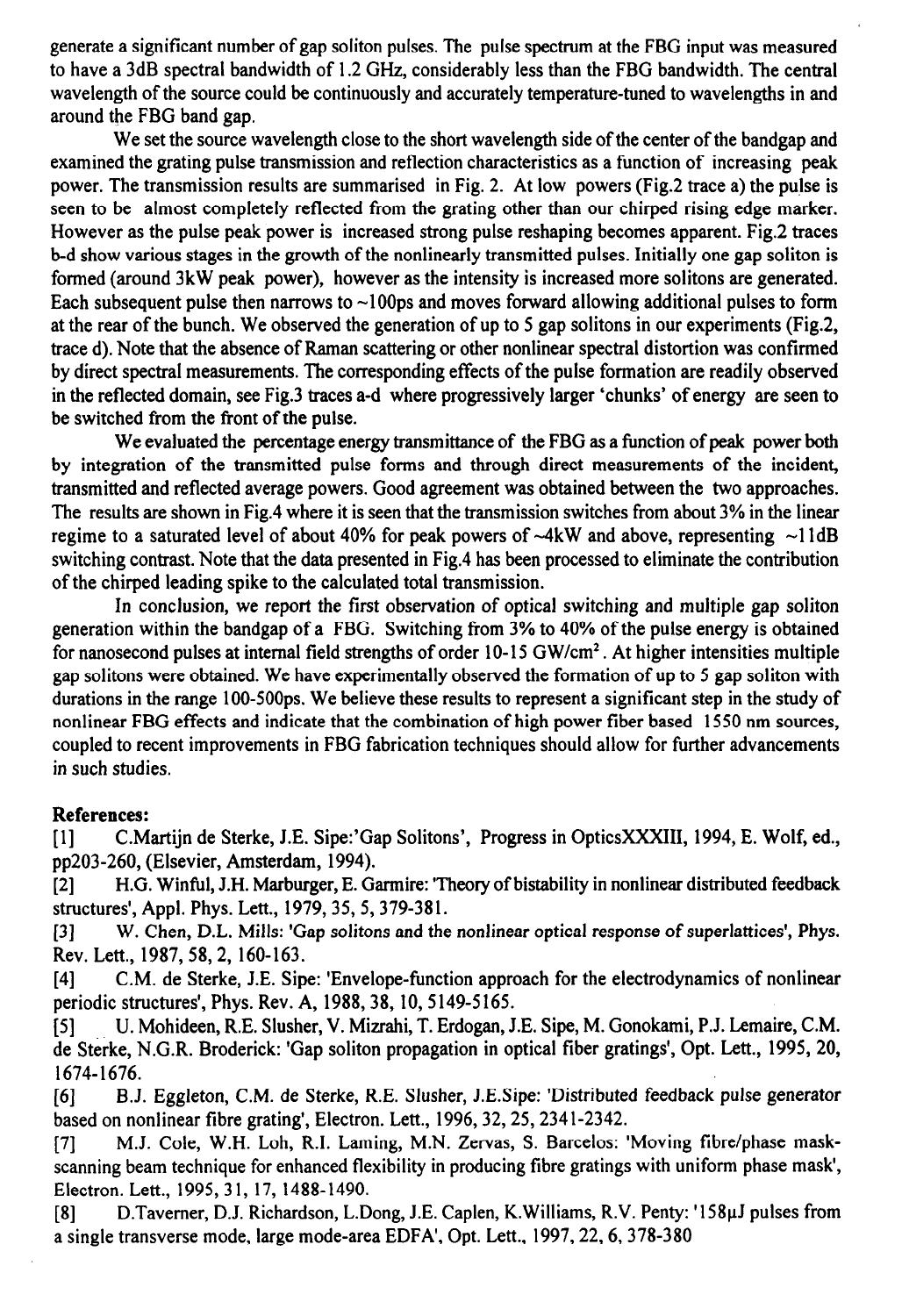generate a significant number of gap soliton pulses. The pulse spectrum at the FBG input was measured to have a 3dB spectral bandwidth of 1.2 GHz, considerably less than the FBG bandwidth. The central wavelength of the source could be continuously and accurately temperature-tuned to wavelengths in and around the FBG band gap.

We set the source wavelength close to the short wavelength side of the center of the bandgap and examined the grating pulse transmission and reflection characteristics as a function of increasing peak power. The transmission results are summarised in Fig. 2. At low powers (Fig.2 trace a) the pulse is seen to be almost completely reflected from the grating other than our chirped rising edge marker. However as the pulse peak power is increased strong pulse reshaping becomes apparent. Fig.2 traces b-d show various stages in the growth of the nonlinearly transmitted pulses. Initially one gap soliton is formed (around 3kW peak power), however as the intensity is increased more solitons are generated. Each subsequent pulse then narrows to ~100ps and moves forward allowing additional pulses to form at the rear of the bunch. We observed the generation of up to 5 gap solitons in our experiments (Fig.2, trace d). Note that the absence of Raman scattering or other nonlinear spectral distortion was confirmed by direct spectral measurements. The corresponding effects of the pulse formation are readily observed in the reflected domain, see Fig.3 traces a-d where progressively larger 'chunks' of energy are seen to be switched from the front of the pulse.

We evaluated the percentage energy transmittance of the FBG as a function of peak power both by integration of the transmitted pulse forms and through direct measurements of the incident, transmitted and reflected average powers. Good agreement was obtained between the two approaches. The results are shown in Fig.4 where it is seen that the transmission switches from about 3% in the linear regime to a saturated level of about 40% for peak powers of ~4kW and above, representing ~11dB switching contrast. Note that the data presented in Fig.4 has been processed to eliminate the contribution of the chirped leading spike to the calculated total transmission.

In conclusion, we report the first observation of optical switching and multiple gap soliton generation within the bandgap of a FBG. Switching from 3% to 40% of the pulse energy is obtained for nanosecond pulses at internal field strengths of order 10-15 GW/cm$^2$. At higher intensities multiple gap solitons were obtained. We have experimentally observed the formation of up to 5 gap soliton with durations in the range 100-500ps. We believe these results to represent a significant step in the study of nonlinear FBG effects and indicate that the combination of high power fiber based 1550 nm sources, coupled to recent improvements in FBG fabrication techniques should allow for further advancements in such studies.

**References:**

[1] C.Martijn de Sterke, J.E. Sipe:'Gap Solitons', Progress in OpticsXXXIII, 1994, E. Wolf, ed., pp203-260, (Elsevier, Amsterdam, 1994).

[2] H.G. Winful, J.H. Marburger, E. Garmire: 'Theory of bistability in nonlinear distributed feedback structures', Appl. Phys. Lett., 1979, 35, 5, 379-381.

[3] W. Chen, D.L. Mills: 'Gap solitons and the nonlinear optical response of superlattices', Phys. Rev. Lett., 1987, 58, 2, 160-163.

[4] C.M. de Sterke, J.E. Sipe: 'Envelope-function approach for the electrodynamics of nonlinear periodic structures', Phys. Rev. A, 1988, 38, 10, 5149-5165.

[5] U. Mohideen, R.E. Slusher, V. Mizrahi, T. Erdogan, J.E. Sipe, M. Gonokami, P.J. Lemaire, C.M. de Sterke, N.G.R. Broderick: 'Gap soliton propagation in optical fiber gratings', Opt. Lett., 1995, 20, 1674-1676.

[6] B.J. Eggleton, C.M. de Sterke, R.E. Slusher, J.E.Sipe: 'Distributed feedback pulse generator based on nonlinear fibre grating', Electron. Lett., 1996, 32, 25, 2341-2342.

[7] M.J. Cole, W.H. Loh, R.I. Laming, M.N. Zervas, S. Barcelos: 'Moving fibre/phase mask-scanning beam technique for enhanced flexibility in producing fibre gratings with uniform phase mask', Electron. Lett., 1995, 31, 17, 1488-1490.

[8] D.Taverner, D.J. Richardson, L.Dong, J.E. Caplen, K.Williams, R.V. Penty: '158μJ pulses from a single transverse mode, large mode-area EDFA', Opt. Lett., 1997, 22, 6, 378-380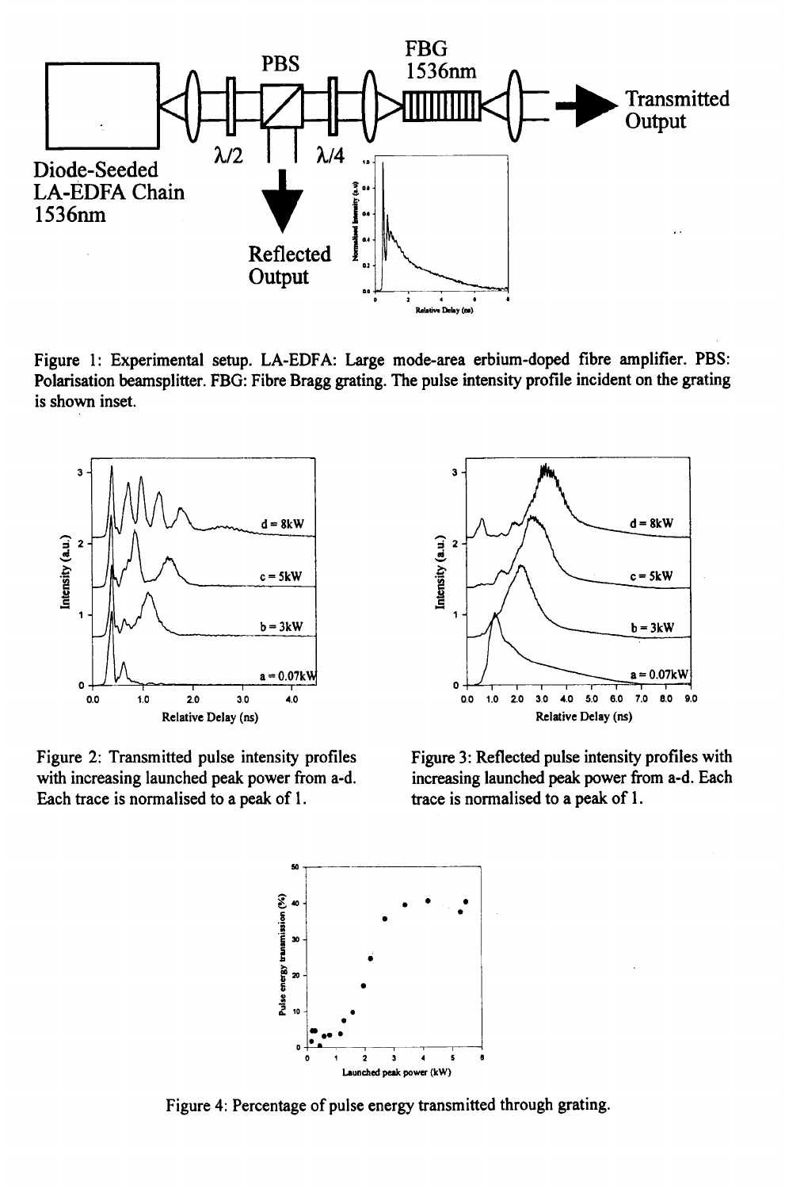FBG
1536nm

PBS

Diode-Seeded
LA-EDFA Chain
1536nm

λ/2

λ/4

Transmitted
Output

Reflected
Output

Normalised Intensity (a.u)

Relative Delay (ns)

Figure 1: Experimental setup. LA-EDFA: Large mode-area erbium-doped fibre amplifier. PBS: Polarisation beamsplitter. FBG: Fibre Bragg grating. The pulse intensity profile incident on the grating is shown inset.

Intensity (a.u.)

d = 8kW

c = 5kW

b = 3kW

a = 0.07kW

Relative Delay (ns)

0.0 1.0 2.0 3.0 4.0

Figure 2: Transmitted pulse intensity profiles with increasing launched peak power from a-d. Each trace is normalised to a peak of 1.

Intensity (a.u.)

d = 8kW

c = 5kW

b = 3kW

a = 0.07kW

Relative Delay (ns)

0.0 1.0 2.0 3.0 4.0 5.0 6.0 7.0 8.0 9.0

Figure 3: Reflected pulse intensity profiles with increasing launched peak power from a-d. Each trace is normalised to a peak of 1.

Pulse energy transmission (%)

Launched peak power (kW)

Figure 4: Percentage of pulse energy transmitted through grating.